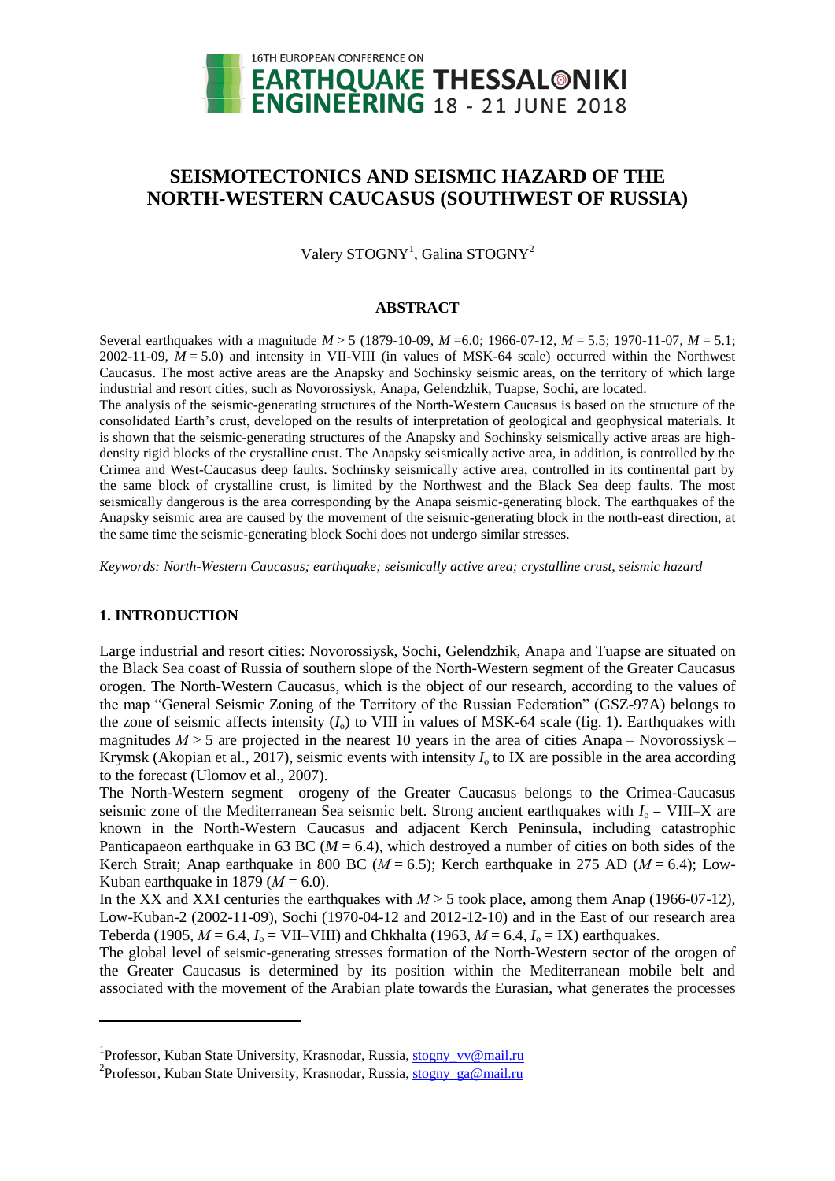# SEISMOTECTONICS AND SEISMIC HAZARD OF THE NORTH-WESTERN CAUCASUS (SOUTHWEST OF RUSSIA)

Valery STOGNY[1], Galina STOGNY[2]

## ABSTRACT

Several earthquakes with a magnitude $M > 5$ (1879-10-09, $M$ =6.0; 1966-07-12, $M$ = 5.5; 1970-11-07, $M$ = 5.1; 2002-11-09, $M$ = 5.0) and intensity in VII-VIII (in values of MSK-64 scale) occurred within the Northwest Caucasus. The most active areas are the Anapsky and Sochinsky seismic areas, on the territory of which large industrial and resort cities, such as Novorossiysk, Anapa, Gelendzhik, Tuapse, Sochi, are located.

The analysis of the seismic-generating structures of the North-Western Caucasus is based on the structure of the consolidated Earth's crust, developed on the results of interpretation of geological and geophysical materials. It is shown that the seismic-generating structures of the Anapsky and Sochinsky seismically active areas are high-density rigid blocks of the crystalline crust. The Anapsky seismically active area, in addition, is controlled by the Crimea and West-Caucasus deep faults. Sochinsky seismically active area, controlled in its continental part by the same block of crystalline crust, is limited by the Northwest and the Black Sea deep faults. The most seismically dangerous is the area corresponding by the Anapa seismic-generating block. The earthquakes of the Anapsky seismic area are caused by the movement of the seismic-generating block in the north-east direction, at the same time the seismic-generating block Sochi does not undergo similar stresses.

*Keywords: North-Western Caucasus; earthquake; seismically active area; crystalline crust, seismic hazard*

## 1. INTRODUCTION

Large industrial and resort cities: Novorossiysk, Sochi, Gelendzhik, Anapa and Tuapse are situated on the Black Sea coast of Russia of southern slope of the North-Western segment of the Greater Caucasus orogen. The North-Western Caucasus, which is the object of our research, according to the values of the map "General Seismic Zoning of the Territory of the Russian Federation" (GSZ-97A) belongs to the zone of seismic affects intensity ($I_o$) to VIII in values of MSK-64 scale (fig. 1). Earthquakes with magnitudes $M > 5$ are projected in the nearest 10 years in the area of cities Anapa – Novorossiysk – Krymsk (Akopian et al., 2017), seismic events with intensity $I_o$ to IX are possible in the area according to the forecast (Ulomov et al., 2007).

The North-Western segment orogeny of the Greater Caucasus belongs to the Crimea-Caucasus seismic zone of the Mediterranean Sea seismic belt. Strong ancient earthquakes with $I_o$ = VIII–X are known in the North-Western Caucasus and adjacent Kerch Peninsula, including catastrophic Panticapaeon earthquake in 63 BC ($M$ = 6.4), which destroyed a number of cities on both sides of the Kerch Strait; Anap earthquake in 800 BC ($M$ = 6.5); Kerch earthquake in 275 AD ($M$ = 6.4); Low-Kuban earthquake in 1879 ($M$ = 6.0).

In the XX and XXI centuries the earthquakes with $M > 5$ took place, among them Anap (1966-07-12), Low-Kuban-2 (2002-11-09), Sochi (1970-04-12 and 2012-12-10) and in the East of our research area Teberda (1905, $M$ = 6.4, $I_o$ = VII–VIII) and Chkhalta (1963, $M$ = 6.4, $I_o$ = IX) earthquakes.

The global level of seismic-generating stresses formation of the North-Western sector of the orogen of the Greater Caucasus is determined by its position within the Mediterranean mobile belt and associated with the movement of the Arabian plate towards the Eurasian, what generates the processes

---

[1]Professor, Kuban State University, Krasnodar, Russia, stogny_vv@mail.ru

[2]Professor, Kuban State University, Krasnodar, Russia, stogny_ga@mail.ru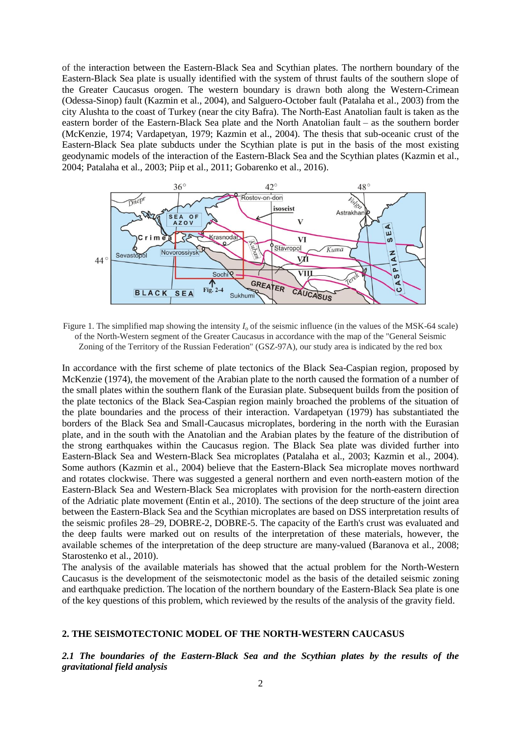of the interaction between the Eastern-Black Sea and Scythian plates. The northern boundary of the Eastern-Black Sea plate is usually identified with the system of thrust faults of the southern slope of the Greater Caucasus orogen. The western boundary is drawn both along the Western-Crimean (Odessa-Sinop) fault (Kazmin et al., 2004), and Salguero-October fault (Patalaha et al., 2003) from the city Alushta to the coast of Turkey (near the city Bafra). The North-East Anatolian fault is taken as the eastern border of the Eastern-Black Sea plate and the North Anatolian fault – as the southern border (McKenzie, 1974; Vardapetyan, 1979; Kazmin et al., 2004). The thesis that sub-oceanic crust of the Eastern-Black Sea plate subducts under the Scythian plate is put in the basis of the most existing geodynamic models of the interaction of the Eastern-Black Sea and the Scythian plates (Kazmin et al., 2004; Patalaha et al., 2003; Piip et al., 2011; Gobarenko et al., 2016).

Figure 1. The simplified map showing the intensity $I_o$ of the seismic influence (in the values of the MSK-64 scale) of the North-Western segment of the Greater Caucasus in accordance with the map of the "General Seismic Zoning of the Territory of the Russian Federation" (GSZ-97A), our study area is indicated by the red box

In accordance with the first scheme of plate tectonics of the Black Sea-Caspian region, proposed by McKenzie (1974), the movement of the Arabian plate to the north caused the formation of a number of the small plates within the southern flank of the Eurasian plate. Subsequent builds from the position of the plate tectonics of the Black Sea-Caspian region mainly broached the problems of the situation of the plate boundaries and the process of their interaction. Vardapetyan (1979) has substantiated the borders of the Black Sea and Small-Caucasus microplates, bordering in the north with the Eurasian plate, and in the south with the Anatolian and the Arabian plates by the feature of the distribution of the strong earthquakes within the Caucasus region. The Black Sea plate was divided further into Eastern-Black Sea and Western-Black Sea microplates (Patalaha et al., 2003; Kazmin et al., 2004). Some authors (Kazmin et al., 2004) believe that the Eastern-Black Sea microplate moves northward and rotates clockwise. There was suggested a general northern and even north-eastern motion of the Eastern-Black Sea and Western-Black Sea microplates with provision for the north-eastern direction of the Adriatic plate movement (Entin et al., 2010). The sections of the deep structure of the joint area between the Eastern-Black Sea and the Scythian microplates are based on DSS interpretation results of the seismic profiles 28–29, DOBRE-2, DOBRE-5. The capacity of the Earth's crust was evaluated and the deep faults were marked out on results of the interpretation of these materials, however, the available schemes of the interpretation of the deep structure are many-valued (Baranova et al., 2008; Starostenko et al., 2010).

The analysis of the available materials has showed that the actual problem for the North-Western Caucasus is the development of the seismotectonic model as the basis of the detailed seismic zoning and earthquake prediction. The location of the northern boundary of the Eastern-Black Sea plate is one of the key questions of this problem, which reviewed by the results of the analysis of the gravity field.

## 2. THE SEISMOTECTONIC MODEL OF THE NORTH-WESTERN CAUCASUS

### *2.1 The boundaries of the Eastern-Black Sea and the Scythian plates by the results of the gravitational field analysis*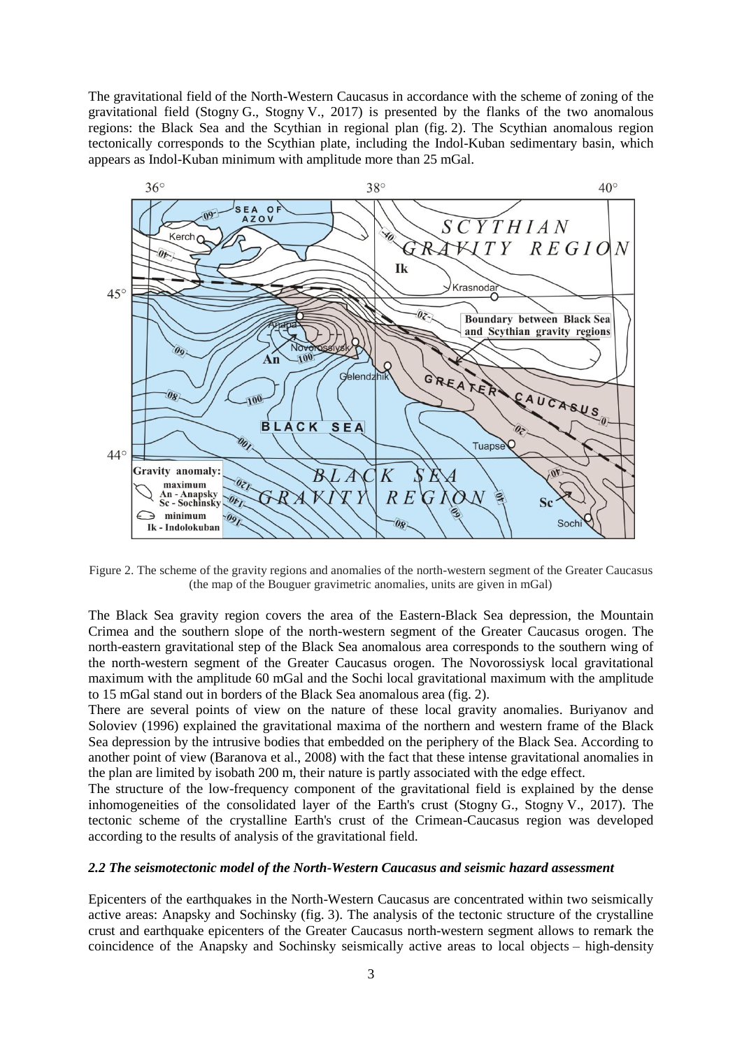The gravitational field of the North-Western Caucasus in accordance with the scheme of zoning of the gravitational field (Stogny G., Stogny V., 2017) is presented by the flanks of the two anomalous regions: the Black Sea and the Scythian in regional plan (fig. 2). The Scythian anomalous region tectonically corresponds to the Scythian plate, including the Indol-Kuban sedimentary basin, which appears as Indol-Kuban minimum with amplitude more than 25 mGal.

Figure 2. The scheme of the gravity regions and anomalies of the north-western segment of the Greater Caucasus (the map of the Bouguer gravimetric anomalies, units are given in mGal)

The Black Sea gravity region covers the area of the Eastern-Black Sea depression, the Mountain Crimea and the southern slope of the north-western segment of the Greater Caucasus orogen. The north-eastern gravitational step of the Black Sea anomalous area corresponds to the southern wing of the north-western segment of the Greater Caucasus orogen. The Novorossiysk local gravitational maximum with the amplitude 60 mGal and the Sochi local gravitational maximum with the amplitude to 15 mGal stand out in borders of the Black Sea anomalous area (fig. 2).

There are several points of view on the nature of these local gravity anomalies. Buriyanov and Soloviev (1996) explained the gravitational maxima of the northern and western frame of the Black Sea depression by the intrusive bodies that embedded on the periphery of the Black Sea. According to another point of view (Baranova et al., 2008) with the fact that these intense gravitational anomalies in the plan are limited by isobath 200 m, their nature is partly associated with the edge effect.

The structure of the low-frequency component of the gravitational field is explained by the dense inhomogeneities of the consolidated layer of the Earth's crust (Stogny G., Stogny V., 2017). The tectonic scheme of the crystalline Earth's crust of the Crimean-Caucasus region was developed according to the results of analysis of the gravitational field.

### *2.2 The seismotectonic model of the North-Western Caucasus and seismic hazard assessment*

Epicenters of the earthquakes in the North-Western Caucasus are concentrated within two seismically active areas: Anapsky and Sochinsky (fig. 3). The analysis of the tectonic structure of the crystalline crust and earthquake epicenters of the Greater Caucasus north-western segment allows to remark the coincidence of the Anapsky and Sochinsky seismically active areas to local objects – high-density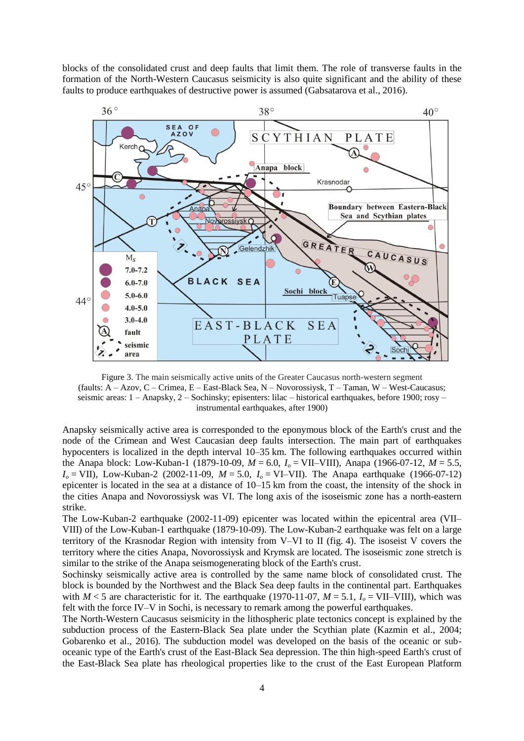blocks of the consolidated crust and deep faults that limit them. The role of transverse faults in the formation of the North-Western Caucasus seismicity is also quite significant and the ability of these faults to produce earthquakes of destructive power is assumed (Gabsatarova et al., 2016).

Figure 3. The main seismically active units of the Greater Caucasus north-western segment (faults: A – Azov, C – Crimea, E – East-Black Sea, N – Novorossiysk, T – Taman, W – West-Caucasus; seismic areas: 1 – Anapsky, 2 – Sochinsky; episenters: lilac – historical earthquakes, before 1900; rosy – instrumental earthquakes, after 1900)

Anapsky seismically active area is corresponded to the eponymous block of the Earth's crust and the node of the Crimean and West Caucasian deep faults intersection. The main part of earthquakes hypocenters is localized in the depth interval 10–35 km. The following earthquakes occurred within the Anapa block: Low-Kuban-1 (1879-10-09, $M = 6.0$, $I_o$ = VII–VIII), Anapa (1966-07-12, $M = 5.5$, $I_o$ = VII), Low-Kuban-2 (2002-11-09, $M = 5.0$, $I_o$ = VI–VII). The Anapa earthquake (1966-07-12) epicenter is located in the sea at a distance of 10–15 km from the coast, the intensity of the shock in the cities Anapa and Novorossiysk was VI. The long axis of the isoseismic zone has a north-eastern strike.

The Low-Kuban-2 earthquake (2002-11-09) epicenter was located within the epicentral area (VII–VIII) of the Low-Kuban-1 earthquake (1879-10-09). The Low-Kuban-2 earthquake was felt on a large territory of the Krasnodar Region with intensity from V–VI to II (fig. 4). The isoseist V covers the territory where the cities Anapa, Novorossiysk and Krymsk are located. The isoseismic zone stretch is similar to the strike of the Anapa seismogenerating block of the Earth's crust.

Sochinsky seismically active area is controlled by the same name block of consolidated crust. The block is bounded by the Northwest and the Black Sea deep faults in the continental part. Earthquakes with $M < 5$ are characteristic for it. The earthquake (1970-11-07, $M = 5.1$, $I_o$ = VII–VIII), which was felt with the force IV–V in Sochi, is necessary to remark among the powerful earthquakes.

The North-Western Caucasus seismicity in the lithospheric plate tectonics concept is explained by the subduction process of the Eastern-Black Sea plate under the Scythian plate (Kazmin et al., 2004; Gobarenko et al., 2016). The subduction model was developed on the basis of the oceanic or sub-oceanic type of the Earth's crust of the East-Black Sea depression. The thin high-speed Earth's crust of the East-Black Sea plate has rheological properties like to the crust of the East European Platform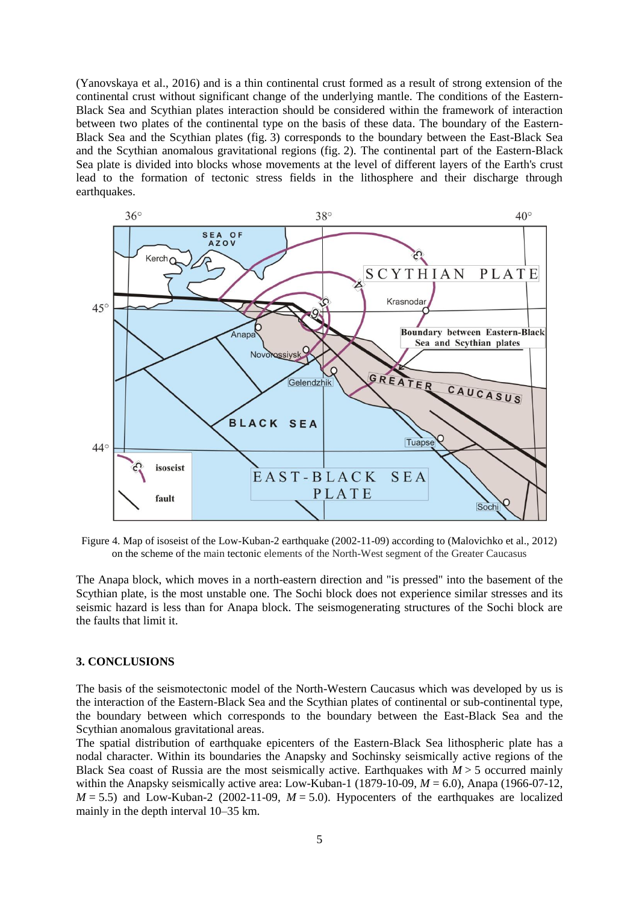(Yanovskaya et al., 2016) and is a thin continental crust formed as a result of strong extension of the continental crust without significant change of the underlying mantle. The conditions of the Eastern-Black Sea and Scythian plates interaction should be considered within the framework of interaction between two plates of the continental type on the basis of these data. The boundary of the Eastern-Black Sea and the Scythian plates (fig. 3) corresponds to the boundary between the East-Black Sea and the Scythian anomalous gravitational regions (fig. 2). The continental part of the Eastern-Black Sea plate is divided into blocks whose movements at the level of different layers of the Earth's crust lead to the formation of tectonic stress fields in the lithosphere and their discharge through earthquakes.

Figure 4. Map of isoseist of the Low-Kuban-2 earthquake (2002-11-09) according to (Malovichko et al., 2012) on the scheme of the main tectonic elements of the North-West segment of the Greater Caucasus

The Anapa block, which moves in a north-eastern direction and "is pressed" into the basement of the Scythian plate, is the most unstable one. The Sochi block does not experience similar stresses and its seismic hazard is less than for Anapa block. The seismogenerating structures of the Sochi block are the faults that limit it.

### 3. CONCLUSIONS

The basis of the seismotectonic model of the North-Western Caucasus which was developed by us is the interaction of the Eastern-Black Sea and the Scythian plates of continental or sub-continental type, the boundary between which corresponds to the boundary between the East-Black Sea and the Scythian anomalous gravitational areas.

The spatial distribution of earthquake epicenters of the Eastern-Black Sea lithospheric plate has a nodal character. Within its boundaries the Anapsky and Sochinsky seismically active regions of the Black Sea coast of Russia are the most seismically active. Earthquakes with $M > 5$ occurred mainly within the Anapsky seismically active area: Low-Kuban-1 (1879-10-09, $M = 6.0$), Anapa (1966-07-12, $M = 5.5$) and Low-Kuban-2 (2002-11-09, $M = 5.0$). Hypocenters of the earthquakes are localized mainly in the depth interval 10–35 km.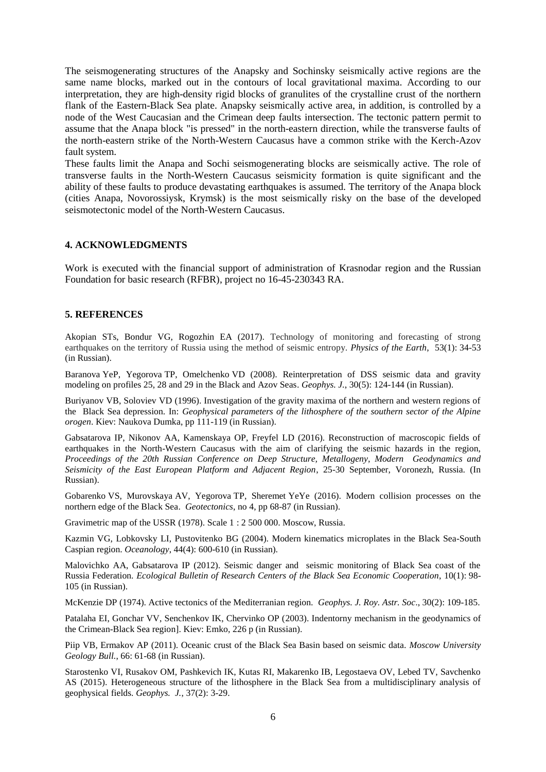The seismogenerating structures of the Anapsky and Sochinsky seismically active regions are the same name blocks, marked out in the contours of local gravitational maxima. According to our interpretation, they are high-density rigid blocks of granulites of the crystalline crust of the northern flank of the Eastern-Black Sea plate. Anapsky seismically active area, in addition, is controlled by a node of the West Caucasian and the Crimean deep faults intersection. The tectonic pattern permit to assume that the Anapa block "is pressed" in the north-eastern direction, while the transverse faults of the north-eastern strike of the North-Western Caucasus have a common strike with the Kerch-Azov fault system.

These faults limit the Anapa and Sochi seismogenerating blocks are seismically active. The role of transverse faults in the North-Western Caucasus seismicity formation is quite significant and the ability of these faults to produce devastating earthquakes is assumed. The territory of the Anapa block (cities Anapa, Novorossiysk, Krymsk) is the most seismically risky on the base of the developed seismotectonic model of the North-Western Caucasus.

## 4. ACKNOWLEDGMENTS

Work is executed with the financial support of administration of Krasnodar region and the Russian Foundation for basic research (RFBR), project no 16-45-230343 RA.

## 5. REFERENCES

Akopian STs, Bondur VG, Rogozhin EA (2017). Technology of monitoring and forecasting of strong earthquakes on the territory of Russia using the method of seismic entropy. *Physics of the Earth*, 53(1): 34-53 (in Russian).

Baranova YeP, Yegorova TP, Omelchenko VD (2008). Reinterpretation of DSS seismic data and gravity modeling on profiles 25, 28 and 29 in the Black and Azov Seas. *Geophys. J.*, 30(5): 124-144 (in Russian).

Buriyanov VB, Soloviev VD (1996). Investigation of the gravity maxima of the northern and western regions of the Black Sea depression. In: *Geophysical parameters of the lithosphere of the southern sector of the Alpine orogen*. Kiev: Naukova Dumka, pp 111-119 (in Russian).

Gabsatarova IP, Nikonov AA, Kamenskaya OP, Freyfel LD (2016). Reconstruction of macroscopic fields of earthquakes in the North-Western Caucasus with the aim of clarifying the seismic hazards in the region, *Proceedings of the 20th Russian Conference on Deep Structure, Metallogeny, Modern Geodynamics and Seismicity of the East European Platform and Adjacent Region*, 25-30 September, Voronezh, Russia. (In Russian).

Gobarenko VS, Murovskaya AV, Yegorova TP, Sheremet YeYe (2016). Modern collision processes on the northern edge of the Black Sea. *Geotectonics*, no 4, pp 68-87 (in Russian).

Gravimetric map of the USSR (1978). Scale 1 : 2 500 000. Moscow, Russia.

Kazmin VG, Lobkovsky LI, Pustovitenko BG (2004). Modern kinematics microplates in the Black Sea-South Caspian region. *Oceanology*, 44(4): 600-610 (in Russian).

Malovichko AA, Gabsatarova IP (2012). Seismic danger and seismic monitoring of Black Sea coast of the Russia Federation. *Ecological Bulletin of Research Centers of the Black Sea Economic Cooperation*, 10(1): 98-105 (in Russian).

McKenzie DP (1974). Active tectonics of the Mediterranian region. *Geophys. J. Roy. Astr. Soc*., 30(2): 109-185.

Patalaha EI, Gonchar VV, Senchenkov IK, Chervinko OP (2003). Indentorny mechanism in the geodynamics of the Crimean-Black Sea region]. Kiev: Emko, 226 p (in Russian).

Piip VB, Ermakov AP (2011). Oceanic crust of the Black Sea Basin based on seismic data. *Moscow University Geology Bull.*, 66: 61-68 (in Russian).

Starostenko VI, Rusakov OM, Pashkevich IK, Kutas RI, Makarenko IB, Legostaeva OV, Lebed TV, Savchenko AS (2015). Heterogeneous structure of the lithosphere in the Black Sea from a multidisciplinary analysis of geophysical fields. *Geophys. J.*, 37(2): 3-29.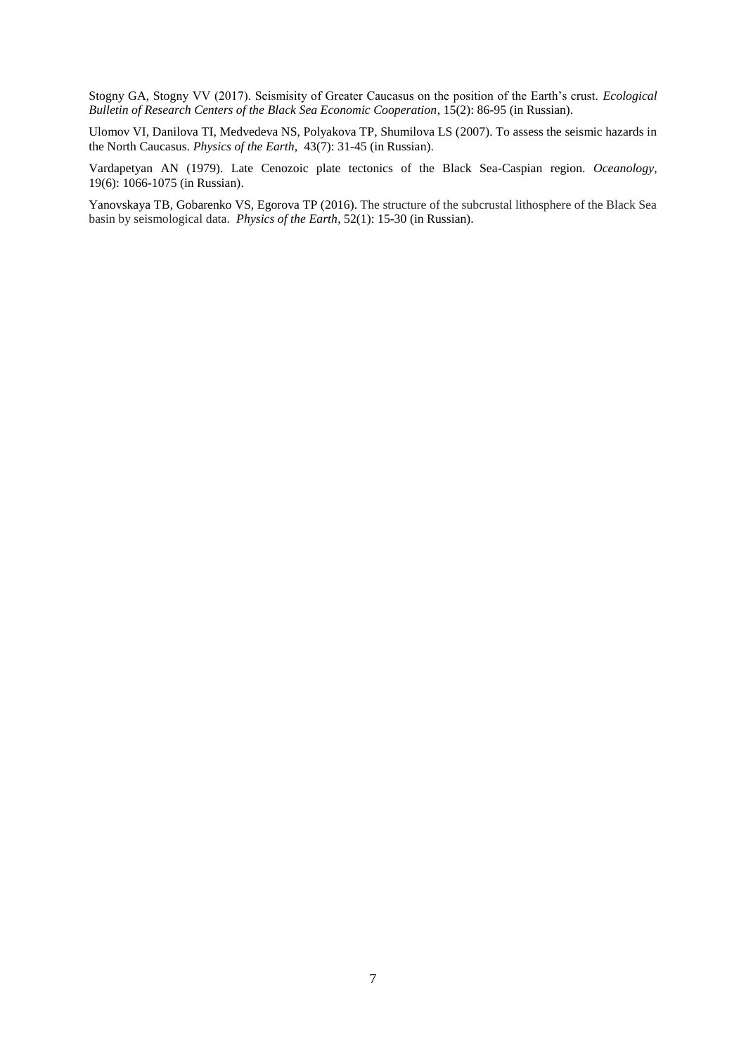Stogny GA, Stogny VV (2017). Seismisity of Greater Caucasus on the position of the Earth's crust. *Ecological Bulletin of Research Centers of the Black Sea Economic Cooperation*, 15(2): 86-95 (in Russian).

Ulomov VI, Danilova TI, Medvedeva NS, Polyakova TP, Shumilova LS (2007). To assess the seismic hazards in the North Caucasus. *Physics of the Earth*, 43(7): 31-45 (in Russian).

Vardapetyan AN (1979). Late Cenozoic plate tectonics of the Black Sea-Caspian region. *Oceanology*, 19(6): 1066-1075 (in Russian).

Yanovskaya TB, Gobarenko VS, Egorova TP (2016). The structure of the subcrustal lithosphere of the Black Sea basin by seismological data. *Physics of the Earth*, 52(1): 15-30 (in Russian).